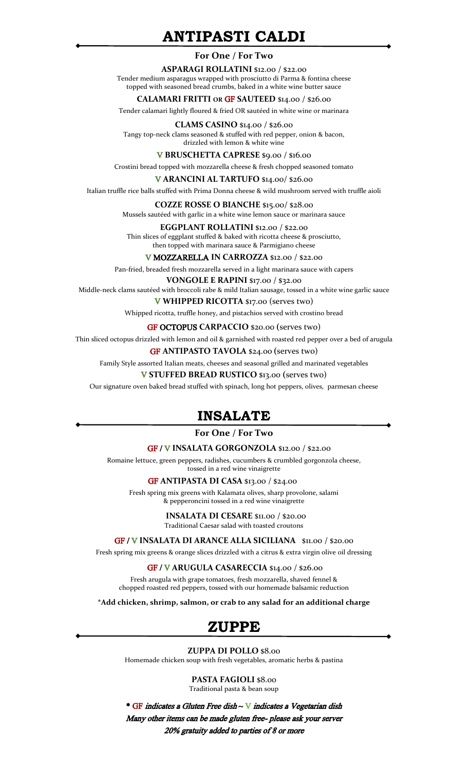# ANTIPASTI CALDI

**For One / For Two**

**ASPARAGI ROLLATINI** $12.00 / $22.00
Tender medium asparagus wrapped with prosciutto di Parma & fontina cheese topped with seasoned bread crumbs, baked in a white wine butter sauce

**CALAMARI FRITTI OR GF SAUTEED** $14.00 / $26.00
Tender calamari lightly floured & fried OR sautéed in white wine or marinara

**CLAMS CASINO** $14.00 / $26.00
Tangy top-neck clams seasoned & stuffed with red pepper, onion & bacon, drizzled with lemon & white wine

**V BRUSCHETTA CAPRESE** $9.00 / $16.00
Crostini bread topped with mozzarella cheese & fresh chopped seasoned tomato

**V ARANCINI AL TARTUFO** $14.00/ $26.00
Italian truffle rice balls stuffed with Prima Donna cheese & wild mushroom served with truffle aioli

**COZZE ROSSE O BIANCHE** $15.00/ $28.00
Mussels sautéed with garlic in a white wine lemon sauce or marinara sauce

**EGGPLANT ROLLATINI** $12.00 / $22.00
Thin slices of eggplant stuffed & baked with ricotta cheese & prosciutto, then topped with marinara sauce & Parmigiano cheese

**V MOZZARELLA IN CARROZZA** $12.00 / $22.00
Pan-fried, breaded fresh mozzarella served in a light marinara sauce with capers

**VONGOLE E RAPINI** $17.00 / $32.00
Middle-neck clams sautéed with broccoli rabe & mild Italian sausage, tossed in a white wine garlic sauce

**V WHIPPED RICOTTA** $17.00 (serves two)
Whipped ricotta, truffle honey, and pistachios served with crostino bread

**GF OCTOPUS CARPACCIO** $20.00 (serves two)
Thin sliced octopus drizzled with lemon and oil & garnished with roasted red pepper over a bed of arugula

**GF ANTIPASTO TAVOLA** $24.00 (serves two)
Family Style assorted Italian meats, cheeses and seasonal grilled and marinated vegetables

**V STUFFED BREAD RUSTICO** $13.00 (serves two)
Our signature oven baked bread stuffed with spinach, long hot peppers, olives, parmesan cheese

# INSALATE

**For One / For Two**

**GF / V INSALATA GORGONZOLA** $12.00 / $22.00
Romaine lettuce, green peppers, radishes, cucumbers & crumbled gorgonzola cheese, tossed in a red wine vinaigrette

**GF ANTIPASTA DI CASA** $13.00 / $24.00
Fresh spring mix greens with Kalamata olives, sharp provolone, salami & pepperoncini tossed in a red wine vinaigrette

**INSALATA DI CESARE** $11.00 / $20.00
Traditional Caesar salad with toasted croutons

**GF / V INSALATA DI ARANCE ALLA SICILIANA** $11.00 / $20.00
Fresh spring mix greens & orange slices drizzled with a citrus & extra virgin olive oil dressing

**GF / V ARUGULA CASARECCIA** $14.00 / $26.00
Fresh arugula with grape tomatoes, fresh mozzarella, shaved fennel & chopped roasted red peppers, tossed with our homemade balsamic reduction

**\*Add chicken, shrimp, salmon, or crab to any salad for an additional charge**

# ZUPPE

**ZUPPA DI POLLO** $8.00
Homemade chicken soup with fresh vegetables, aromatic herbs & pastina

**PASTA FAGIOLI** $8.00
Traditional pasta & bean soup

*\* GF indicates a Gluten Free dish ~ V indicates a Vegetarian dish*
*Many other items can be made gluten free- please ask your server*
*20% gratuity added to parties of 8 or more*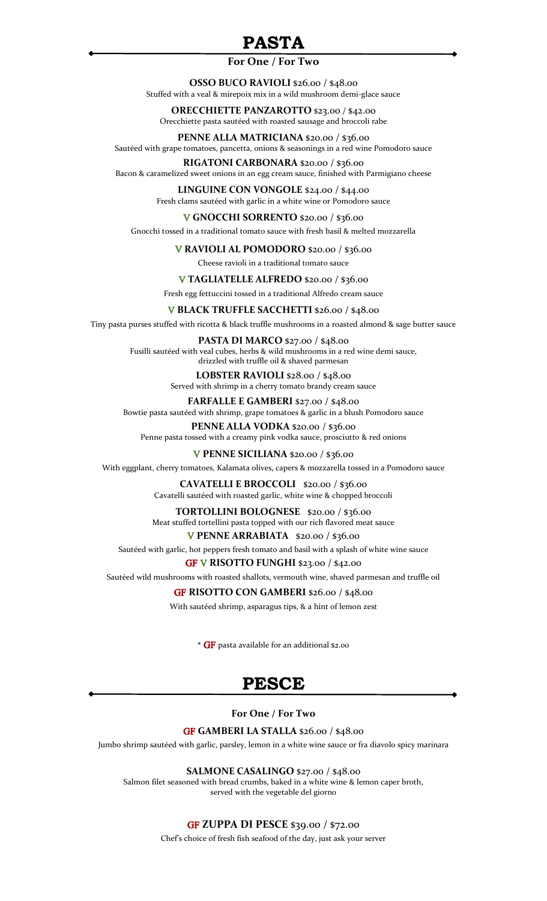# PASTA

**For One / For Two**

**OSSO BUCO RAVIOLI** $26.00 / $48.00
Stuffed with a veal & mirepoix mix in a wild mushroom demi-glace sauce

**ORECCHIETTE PANZAROTTO** $23.00 / $42.00
Orecchiette pasta sautéed with roasted sausage and broccoli rabe

**PENNE ALLA MATRICIANA** $20.00 / $36.00
Sautéed with grape tomatoes, pancetta, onions & seasonings in a red wine Pomodoro sauce

**RIGATONI CARBONARA** $20.00 / $36.00
Bacon & caramelized sweet onions in an egg cream sauce, finished with Parmigiano cheese

**LINGUINE CON VONGOLE** $24.00 / $44.00
Fresh clams sautéed with garlic in a white wine or Pomodoro sauce

V **GNOCCHI SORRENTO** $20.00 / $36.00
Gnocchi tossed in a traditional tomato sauce with fresh basil & melted mozzarella

V **RAVIOLI AL POMODORO** $20.00 / $36.00
Cheese ravioli in a traditional tomato sauce

V **TAGLIATELLE ALFREDO** $20.00 / $36.00
Fresh egg fettuccini tossed in a traditional Alfredo cream sauce

V **BLACK TRUFFLE SACCHETTI** $26.00 / $48.00
Tiny pasta purses stuffed with ricotta & black truffle mushrooms in a roasted almond & sage butter sauce

**PASTA DI MARCO** $27.00 / $48.00
Fusilli sautéed with veal cubes, herbs & wild mushrooms in a red wine demi sauce,
drizzled with truffle oil & shaved parmesan

**LOBSTER RAVIOLI** $28.00 / $48.00
Served with shrimp in a cherry tomato brandy cream sauce

**FARFALLE E GAMBERI** $27.00 / $48.00
Bowtie pasta sautéed with shrimp, grape tomatoes & garlic in a blush Pomodoro sauce

**PENNE ALLA VODKA** $20.00 / $36.00
Penne pasta tossed with a creamy pink vodka sauce, prosciutto & red onions

V **PENNE SICILIANA** $20.00 / $36.00
With eggplant, cherry tomatoes, Kalamata olives, capers & mozzarella tossed in a Pomodoro sauce

**CAVATELLI E BROCCOLI** $20.00 / $36.00
Cavatelli sautéed with roasted garlic, white wine & chopped broccoli

**TORTOLLINI BOLOGNESE** $20.00 / $36.00
Meat stuffed tortellini pasta topped with our rich flavored meat sauce

V **PENNE ARRABIATA** $20.00 / $36.00
Sautéed with garlic, hot peppers fresh tomato and basil with a splash of white wine sauce

GF V **RISOTTO FUNGHI** $23.00 / $42.00
Sautéed wild mushrooms with roasted shallots, vermouth wine, shaved parmesan and truffle oil

GF **RISOTTO CON GAMBERI** $26.00 / $48.00
With sautéed shrimp, asparagus tips, & a hint of lemon zest

* GF pasta available for an additional $2.00

# PESCE

**For One / For Two**

GF **GAMBERI LA STALLA** $26.00 / $48.00
Jumbo shrimp sautéed with garlic, parsley, lemon in a white wine sauce or fra diavolo spicy marinara

**SALMONE CASALINGO** $27.00 / $48.00
Salmon filet seasoned with bread crumbs, baked in a white wine & lemon caper broth,
served with the vegetable del giorno

GF **ZUPPA DI PESCE** $39.00 / $72.00
Chef's choice of fresh fish seafood of the day, just ask your server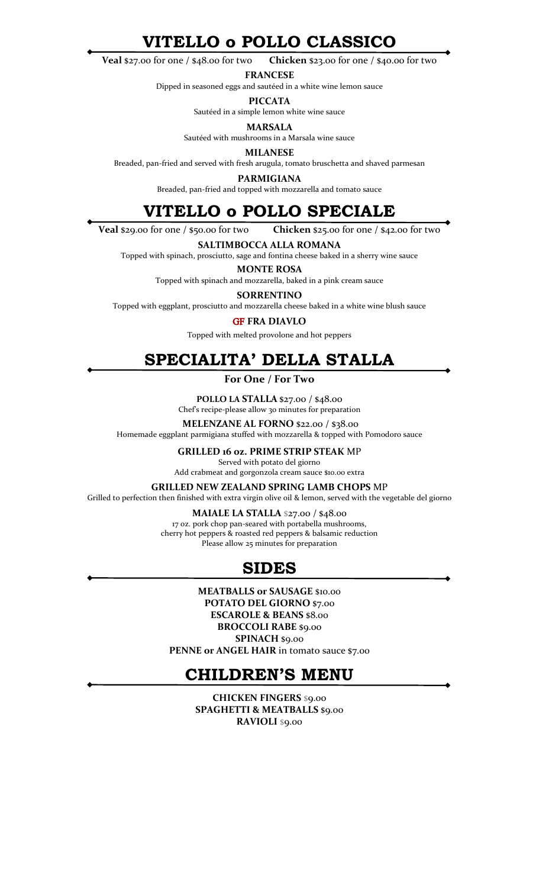# VITELLO o POLLO CLASSICO

**Veal** $27.00 for one / $48.00 for two **Chicken** $23.00 for one / $40.00 for two

**FRANCESE**

Dipped in seasoned eggs and sautéed in a white wine lemon sauce

**PICCATA**

Sautéed in a simple lemon white wine sauce

**MARSALA**

Sautéed with mushrooms in a Marsala wine sauce

**MILANESE**

Breaded, pan-fried and served with fresh arugula, tomato bruschetta and shaved parmesan

**PARMIGIANA**

Breaded, pan-fried and topped with mozzarella and tomato sauce

# VITELLO o POLLO SPECIALE

**Veal** $29.00 for one / $50.00 for two **Chicken** $25.00 for one / $42.00 for two

**SALTIMBOCCA ALLA ROMANA**

Topped with spinach, prosciutto, sage and fontina cheese baked in a sherry wine sauce

**MONTE ROSA**

Topped with spinach and mozzarella, baked in a pink cream sauce

**SORRENTINO**

Topped with eggplant, prosciutto and mozzarella cheese baked in a white wine blush sauce

**GF FRA DIAVLO**

Topped with melted provolone and hot peppers

# SPECIALITA' DELLA STALLA

**For One / For Two**

**POLLO LA STALLA** $27.00 / $48.00

Chef's recipe-please allow 30 minutes for preparation

**MELENZANE AL FORNO** $22.00 / $38.00

Homemade eggplant parmigiana stuffed with mozzarella & topped with Pomodoro sauce

**GRILLED 16 oz. PRIME STRIP STEAK** MP

Served with potato del giorno

Add crabmeat and gorgonzola cream sauce $10.00 extra

**GRILLED NEW ZEALAND SPRING LAMB CHOPS** MP

Grilled to perfection then finished with extra virgin olive oil & lemon, served with the vegetable del giorno

**MAIALE LA STALLA** $27.00 / $48.00

17 oz. pork chop pan-seared with portabella mushrooms,
cherry hot peppers & roasted red peppers & balsamic reduction
Please allow 25 minutes for preparation

# SIDES

**MEATBALLS or SAUSAGE** $10.00
**POTATO DEL GIORNO** $7.00
**ESCAROLE & BEANS** $8.00
**BROCCOLI RABE** $9.00
**SPINACH** $9.00
**PENNE or ANGEL HAIR** in tomato sauce $7.00

# CHILDREN'S MENU

**CHICKEN FINGERS** $9.00
**SPAGHETTI & MEATBALLS** $9.00
**RAVIOLI** $9.00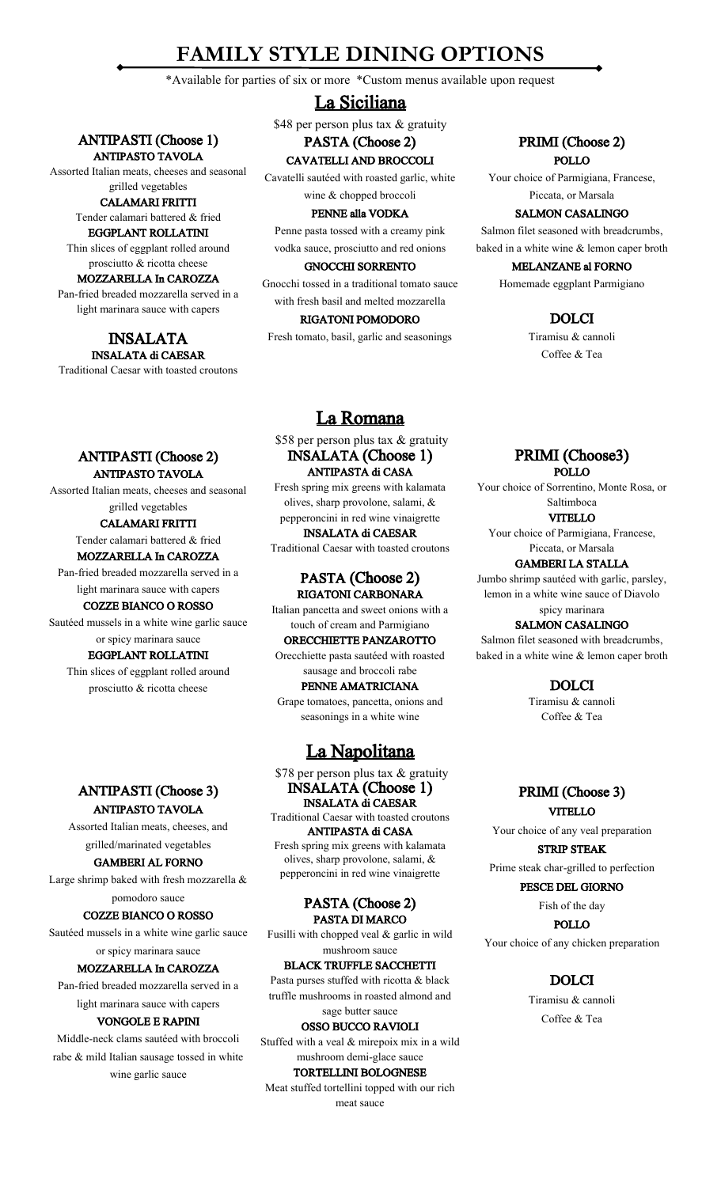# FAMILY STYLE DINING OPTIONS

*Available for parties of six or more *Custom menus available upon request

## La Siciliana

$48 per person plus tax & gratuity

### ANTIPASTI (Choose 1)

**ANTIPASTO TAVOLA**
Assorted Italian meats, cheeses and seasonal grilled vegetables

**CALAMARI FRITTI**
Tender calamari battered & fried

**EGGPLANT ROLLATINI**
Thin slices of eggplant rolled around prosciutto & ricotta cheese

**MOZZARELLA In CAROZZA**
Pan-fried breaded mozzarella served in a light marinara sauce with capers

### INSALATA

**INSALATA di CAESAR**
Traditional Caesar with toasted croutons

### PASTA (Choose 2)

**CAVATELLI AND BROCCOLI**
Cavatelli sautéed with roasted garlic, white wine & chopped broccoli

**PENNE alla VODKA**
Penne pasta tossed with a creamy pink vodka sauce, prosciutto and red onions

**GNOCCHI SORRENTO**
Gnocchi tossed in a traditional tomato sauce with fresh basil and melted mozzarella

**RIGATONI POMODORO**
Fresh tomato, basil, garlic and seasonings

### PRIMI (Choose 2)

**POLLO**
Your choice of Parmigiana, Francese, Piccata, or Marsala

**SALMON CASALINGO**
Salmon filet seasoned with breadcrumbs, baked in a white wine & lemon caper broth

**MELANZANE al FORNO**
Homemade eggplant Parmigiano

### DOLCI

Tiramisu & cannoli
Coffee & Tea

## La Romana

$58 per person plus tax & gratuity

### ANTIPASTI (Choose 2)

**ANTIPASTO TAVOLA**
Assorted Italian meats, cheeses and seasonal grilled vegetables

**CALAMARI FRITTI**
Tender calamari battered & fried

**MOZZARELLA In CAROZZA**
Pan-fried breaded mozzarella served in a light marinara sauce with capers

**COZZE BIANCO O ROSSO**
Sautéed mussels in a white wine garlic sauce or spicy marinara sauce

**EGGPLANT ROLLATINI**
Thin slices of eggplant rolled around prosciutto & ricotta cheese

### INSALATA (Choose 1)

**ANTIPASTA di CASA**
Fresh spring mix greens with kalamata olives, sharp provolone, salami, & pepperoncini in red wine vinaigrette

**INSALATA di CAESAR**
Traditional Caesar with toasted croutons

### PASTA (Choose 2)

**RIGATONI CARBONARA**
Italian pancetta and sweet onions with a touch of cream and Parmigiano

**ORECCHIETTE PANZAROTTO**
Orecchiette pasta sautéed with roasted sausage and broccoli rabe

**PENNE AMATRICIANA**
Grape tomatoes, pancetta, onions and seasonings in a white wine

### PRIMI (Choose3)

**POLLO**
Your choice of Sorrentino, Monte Rosa, or Saltimboca

**VITELLO**
Your choice of Parmigiana, Francese, Piccata, or Marsala

**GAMBERI LA STALLA**
Jumbo shrimp sautéed with garlic, parsley, lemon in a white wine sauce of Diavolo spicy marinara

**SALMON CASALINGO**
Salmon filet seasoned with breadcrumbs, baked in a white wine & lemon caper broth

### DOLCI

Tiramisu & cannoli
Coffee & Tea

## La Napolitana

$78 per person plus tax & gratuity

### ANTIPASTI (Choose 3)

**ANTIPASTO TAVOLA**
Assorted Italian meats, cheeses, and grilled/marinated vegetables

**GAMBERI AL FORNO**
Large shrimp baked with fresh mozzarella & pomodoro sauce

**COZZE BIANCO O ROSSO**
Sautéed mussels in a white wine garlic sauce or spicy marinara sauce

**MOZZARELLA In CAROZZA**
Pan-fried breaded mozzarella served in a light marinara sauce with capers

**VONGOLE E RAPINI**
Middle-neck clams sautéed with broccoli rabe & mild Italian sausage tossed in white wine garlic sauce

### INSALATA (Choose 1)

**INSALATA di CAESAR**
Traditional Caesar with toasted croutons

**ANTIPASTA di CASA**
Fresh spring mix greens with kalamata olives, sharp provolone, salami, & pepperoncini in red wine vinaigrette

### PASTA (Choose 2)

**PASTA DI MARCO**
Fusilli with chopped veal & garlic in wild mushroom sauce

**BLACK TRUFFLE SACCHETTI**
Pasta purses stuffed with ricotta & black truffle mushrooms in roasted almond and sage butter sauce

**OSSO BUCCO RAVIOLI**
Stuffed with a veal & mirepoix mix in a wild mushroom demi-glace sauce

**TORTELLINI BOLOGNESE**
Meat stuffed tortellini topped with our rich meat sauce

### PRIMI (Choose 3)

**VITELLO**
Your choice of any veal preparation

**STRIP STEAK**
Prime steak char-grilled to perfection

**PESCE DEL GIORNO**
Fish of the day

**POLLO**
Your choice of any chicken preparation

### DOLCI

Tiramisu & cannoli
Coffee & Tea